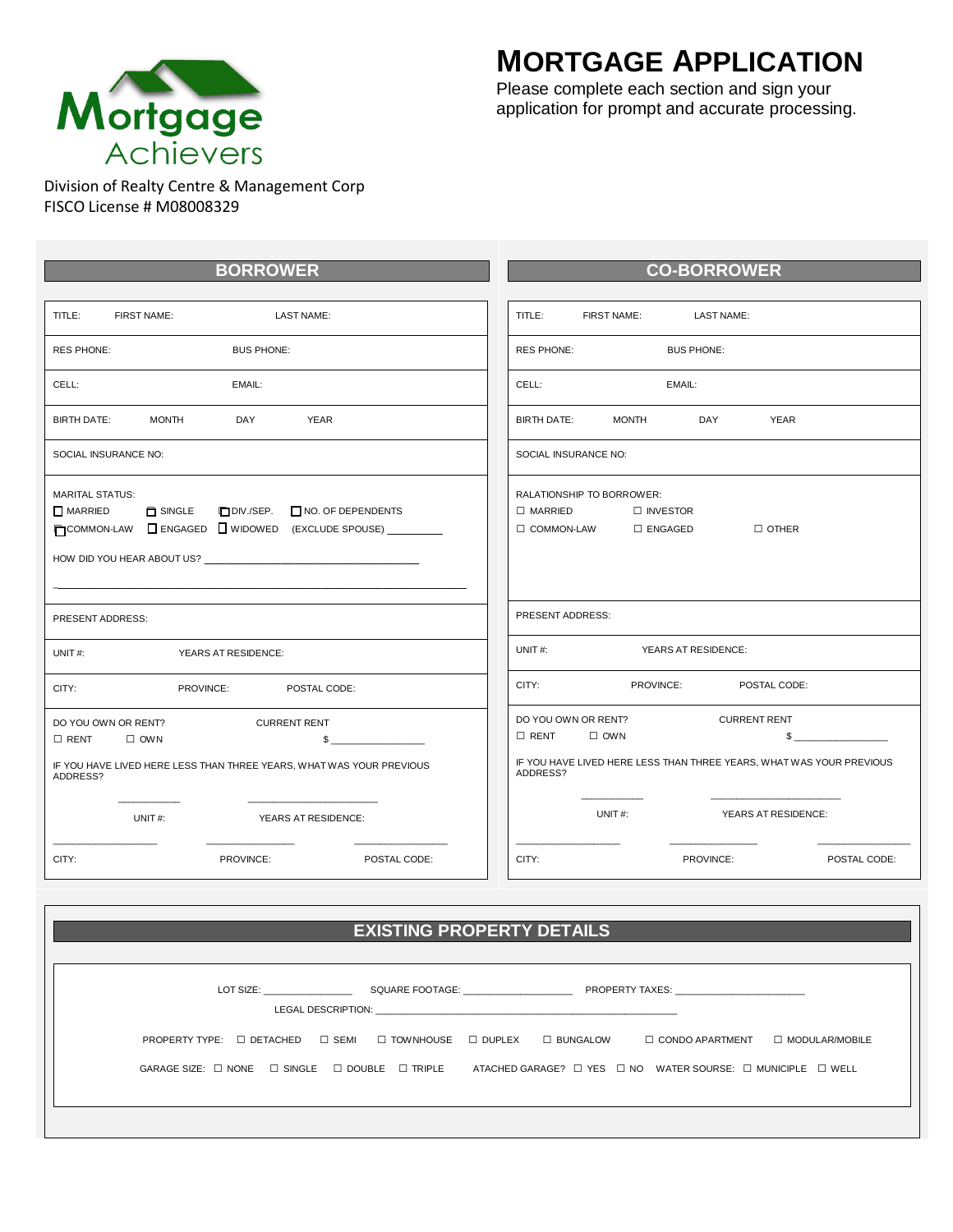Mortgage Achievers

Division of Realty Centre & Management Corp
FISCO License # M08008329

# MORTGAGE APPLICATION

Please complete each section and sign your application for prompt and accurate processing.

## BORROWER

TITLE: FIRST NAME: LAST NAME:

RES PHONE: BUS PHONE:

CELL: EMAIL:

BIRTH DATE: MONTH DAY YEAR

SOCIAL INSURANCE NO:

MARITAL STATUS:
☐ MARRIED ☐ SINGLE ☐ DIV./SEP. ☐ NO. OF DEPENDENTS
☐ COMMON-LAW ☐ ENGAGED ☐ WIDOWED (EXCLUDE SPOUSE) _________

HOW DID YOU HEAR ABOUT US? ___________________________________

_______________________________________________________________

PRESENT ADDRESS:

UNIT #: YEARS AT RESIDENCE:

CITY: PROVINCE: POSTAL CODE:

DO YOU OWN OR RENT? CURRENT RENT
☐ RENT ☐ OWN $ _______________

IF YOU HAVE LIVED HERE LESS THAN THREE YEARS, WHAT WAS YOUR PREVIOUS ADDRESS?

__________ ______________________
UNIT #: YEARS AT RESIDENCE:

_________________ _______________ _______________
CITY: PROVINCE: POSTAL CODE:

## CO-BORROWER

TITLE: FIRST NAME: LAST NAME:

RES PHONE: BUS PHONE:

CELL: EMAIL:

BIRTH DATE: MONTH DAY YEAR

SOCIAL INSURANCE NO:

RALATIONSHIP TO BORROWER:
☐ MARRIED ☐ INVESTOR
☐ COMMON-LAW ☐ ENGAGED ☐ OTHER

PRESENT ADDRESS:

UNIT #: YEARS AT RESIDENCE:

CITY: PROVINCE: POSTAL CODE:

DO YOU OWN OR RENT? CURRENT RENT
☐ RENT ☐ OWN $ _______________

IF YOU HAVE LIVED HERE LESS THAN THREE YEARS, WHAT WAS YOUR PREVIOUS ADDRESS?

__________ ______________________
UNIT #: YEARS AT RESIDENCE:

_________________ _______________ _______________
CITY: PROVINCE: POSTAL CODE:

## EXISTING PROPERTY DETAILS

LOT SIZE: _______________ SQUARE FOOTAGE: __________________ PROPERTY TAXES: ______________________

LEGAL DESCRIPTION: ____________________________________________________

PROPERTY TYPE: ☐ DETACHED ☐ SEMI ☐ TOWNHOUSE ☐ DUPLEX ☐ BUNGALOW ☐ CONDO APARTMENT ☐ MODULAR/MOBILE

GARAGE SIZE: ☐ NONE ☐ SINGLE ☐ DOUBLE ☐ TRIPLE ATACHED GARAGE? ☐ YES ☐ NO WATER SOURSE: ☐ MUNICIPLE ☐ WELL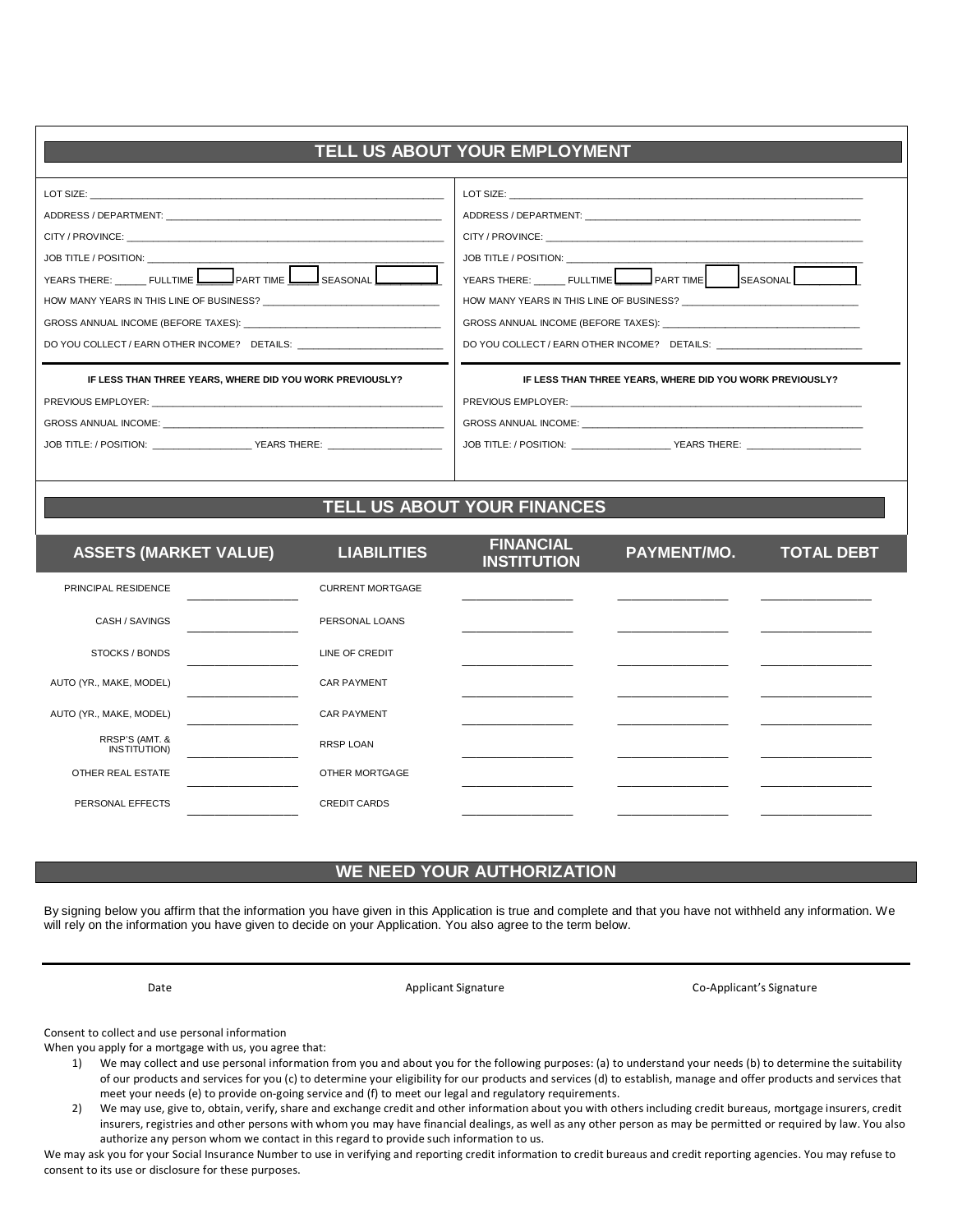## TELL US ABOUT YOUR EMPLOYMENT

LOT SIZE: ______________________________

ADDRESS / DEPARTMENT: ______________________________

CITY / PROVINCE: ______________________________

JOB TITLE / POSITION: ______________________________

YEARS THERE: ______ FULLTIME ☐ PART TIME ☐ SEASONAL ☐

HOW MANY YEARS IN THIS LINE OF BUSINESS? ______________________________

GROSS ANNUAL INCOME (BEFORE TAXES): ______________________________

DO YOU COLLECT / EARN OTHER INCOME? DETAILS: ______________________________

**IF LESS THAN THREE YEARS, WHERE DID YOU WORK PREVIOUSLY?**

PREVIOUS EMPLOYER: ______________________________

GROSS ANNUAL INCOME: ______________________________

JOB TITLE: / POSITION: __________________ YEARS THERE: ____________________

LOT SIZE: ______________________________

ADDRESS / DEPARTMENT: ______________________________

CITY / PROVINCE: ______________________________

JOB TITLE / POSITION: ______________________________

YEARS THERE: ______ FULLTIME ☐ PART TIME ☐ SEASONAL ☐

HOW MANY YEARS IN THIS LINE OF BUSINESS? ______________________________

GROSS ANNUAL INCOME (BEFORE TAXES): ______________________________

DO YOU COLLECT / EARN OTHER INCOME? DETAILS: ______________________________

**IF LESS THAN THREE YEARS, WHERE DID YOU WORK PREVIOUSLY?**

PREVIOUS EMPLOYER: ______________________________

GROSS ANNUAL INCOME: ______________________________

JOB TITLE: / POSITION: __________________ YEARS THERE: ____________________

## TELL US ABOUT YOUR FINANCES

| ASSETS (MARKET VALUE) | | LIABILITIES | FINANCIAL INSTITUTION | PAYMENT/MO. | TOTAL DEBT |
|---|---|---|---|---|---|
| PRINCIPAL RESIDENCE | | CURRENT MORTGAGE | | | |
| CASH / SAVINGS | | PERSONAL LOANS | | | |
| STOCKS / BONDS | | LINE OF CREDIT | | | |
| AUTO (YR., MAKE, MODEL) | | CAR PAYMENT | | | |
| AUTO (YR., MAKE, MODEL) | | CAR PAYMENT | | | |
| RRSP'S (AMT. & INSTITUTION) | | RRSP LOAN | | | |
| OTHER REAL ESTATE | | OTHER MORTGAGE | | | |
| PERSONAL EFFECTS | | CREDIT CARDS | | | |

## WE NEED YOUR AUTHORIZATION

By signing below you affirm that the information you have given in this Application is true and complete and that you have not withheld any information. We will rely on the information you have given to decide on your Application. You also agree to the term below.

Date | Applicant Signature | Co-Applicant's Signature

Consent to collect and use personal information

When you apply for a mortgage with us, you agree that:

1) We may collect and use personal information from you and about you for the following purposes: (a) to understand your needs (b) to determine the suitability of our products and services for you (c) to determine your eligibility for our products and services (d) to establish, manage and offer products and services that meet your needs (e) to provide on-going service and (f) to meet our legal and regulatory requirements.
2) We may use, give to, obtain, verify, share and exchange credit and other information about you with others including credit bureaus, mortgage insurers, credit insurers, registries and other persons with whom you may have financial dealings, as well as any other person as may be permitted or required by law. You also authorize any person whom we contact in this regard to provide such information to us.

We may ask you for your Social Insurance Number to use in verifying and reporting credit information to credit bureaus and credit reporting agencies. You may refuse to consent to its use or disclosure for these purposes.